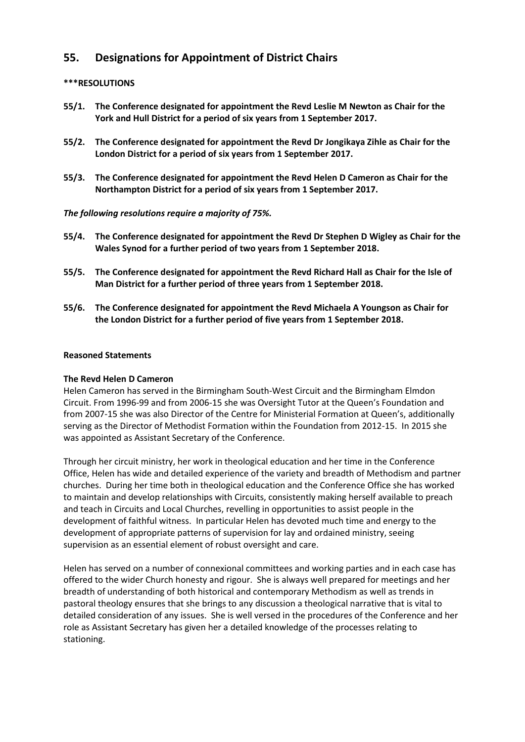## 55. Designations for Appointment of District Chairs

**\*\*\*RESOLUTIONS**

**55/1. The Conference designated for appointment the Revd Leslie M Newton as Chair for the York and Hull District for a period of six years from 1 September 2017.**

**55/2. The Conference designated for appointment the Revd Dr Jongikaya Zihle as Chair for the London District for a period of six years from 1 September 2017.**

**55/3. The Conference designated for appointment the Revd Helen D Cameron as Chair for the Northampton District for a period of six years from 1 September 2017.**

***The following resolutions require a majority of 75%.***

**55/4. The Conference designated for appointment the Revd Dr Stephen D Wigley as Chair for the Wales Synod for a further period of two years from 1 September 2018.**

**55/5. The Conference designated for appointment the Revd Richard Hall as Chair for the Isle of Man District for a further period of three years from 1 September 2018.**

**55/6. The Conference designated for appointment the Revd Michaela A Youngson as Chair for the London District for a further period of five years from 1 September 2018.**

**Reasoned Statements**

**The Revd Helen D Cameron**

Helen Cameron has served in the Birmingham South-West Circuit and the Birmingham Elmdon Circuit. From 1996-99 and from 2006-15 she was Oversight Tutor at the Queen's Foundation and from 2007-15 she was also Director of the Centre for Ministerial Formation at Queen's, additionally serving as the Director of Methodist Formation within the Foundation from 2012-15. In 2015 she was appointed as Assistant Secretary of the Conference.

Through her circuit ministry, her work in theological education and her time in the Conference Office, Helen has wide and detailed experience of the variety and breadth of Methodism and partner churches. During her time both in theological education and the Conference Office she has worked to maintain and develop relationships with Circuits, consistently making herself available to preach and teach in Circuits and Local Churches, revelling in opportunities to assist people in the development of faithful witness. In particular Helen has devoted much time and energy to the development of appropriate patterns of supervision for lay and ordained ministry, seeing supervision as an essential element of robust oversight and care.

Helen has served on a number of connexional committees and working parties and in each case has offered to the wider Church honesty and rigour. She is always well prepared for meetings and her breadth of understanding of both historical and contemporary Methodism as well as trends in pastoral theology ensures that she brings to any discussion a theological narrative that is vital to detailed consideration of any issues. She is well versed in the procedures of the Conference and her role as Assistant Secretary has given her a detailed knowledge of the processes relating to stationing.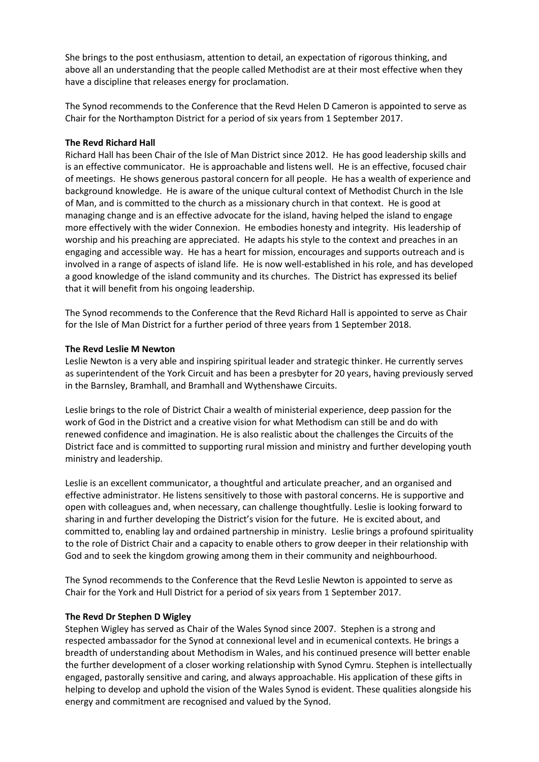She brings to the post enthusiasm, attention to detail, an expectation of rigorous thinking, and above all an understanding that the people called Methodist are at their most effective when they have a discipline that releases energy for proclamation.

The Synod recommends to the Conference that the Revd Helen D Cameron is appointed to serve as Chair for the Northampton District for a period of six years from 1 September 2017.

**The Revd Richard Hall**

Richard Hall has been Chair of the Isle of Man District since 2012. He has good leadership skills and is an effective communicator. He is approachable and listens well. He is an effective, focused chair of meetings. He shows generous pastoral concern for all people. He has a wealth of experience and background knowledge. He is aware of the unique cultural context of Methodist Church in the Isle of Man, and is committed to the church as a missionary church in that context. He is good at managing change and is an effective advocate for the island, having helped the island to engage more effectively with the wider Connexion. He embodies honesty and integrity. His leadership of worship and his preaching are appreciated. He adapts his style to the context and preaches in an engaging and accessible way. He has a heart for mission, encourages and supports outreach and is involved in a range of aspects of island life. He is now well-established in his role, and has developed a good knowledge of the island community and its churches. The District has expressed its belief that it will benefit from his ongoing leadership.

The Synod recommends to the Conference that the Revd Richard Hall is appointed to serve as Chair for the Isle of Man District for a further period of three years from 1 September 2018.

**The Revd Leslie M Newton**

Leslie Newton is a very able and inspiring spiritual leader and strategic thinker. He currently serves as superintendent of the York Circuit and has been a presbyter for 20 years, having previously served in the Barnsley, Bramhall, and Bramhall and Wythenshawe Circuits.

Leslie brings to the role of District Chair a wealth of ministerial experience, deep passion for the work of God in the District and a creative vision for what Methodism can still be and do with renewed confidence and imagination. He is also realistic about the challenges the Circuits of the District face and is committed to supporting rural mission and ministry and further developing youth ministry and leadership.

Leslie is an excellent communicator, a thoughtful and articulate preacher, and an organised and effective administrator. He listens sensitively to those with pastoral concerns. He is supportive and open with colleagues and, when necessary, can challenge thoughtfully. Leslie is looking forward to sharing in and further developing the District's vision for the future. He is excited about, and committed to, enabling lay and ordained partnership in ministry. Leslie brings a profound spirituality to the role of District Chair and a capacity to enable others to grow deeper in their relationship with God and to seek the kingdom growing among them in their community and neighbourhood.

The Synod recommends to the Conference that the Revd Leslie Newton is appointed to serve as Chair for the York and Hull District for a period of six years from 1 September 2017.

**The Revd Dr Stephen D Wigley**

Stephen Wigley has served as Chair of the Wales Synod since 2007. Stephen is a strong and respected ambassador for the Synod at connexional level and in ecumenical contexts. He brings a breadth of understanding about Methodism in Wales, and his continued presence will better enable the further development of a closer working relationship with Synod Cymru. Stephen is intellectually engaged, pastorally sensitive and caring, and always approachable. His application of these gifts in helping to develop and uphold the vision of the Wales Synod is evident. These qualities alongside his energy and commitment are recognised and valued by the Synod.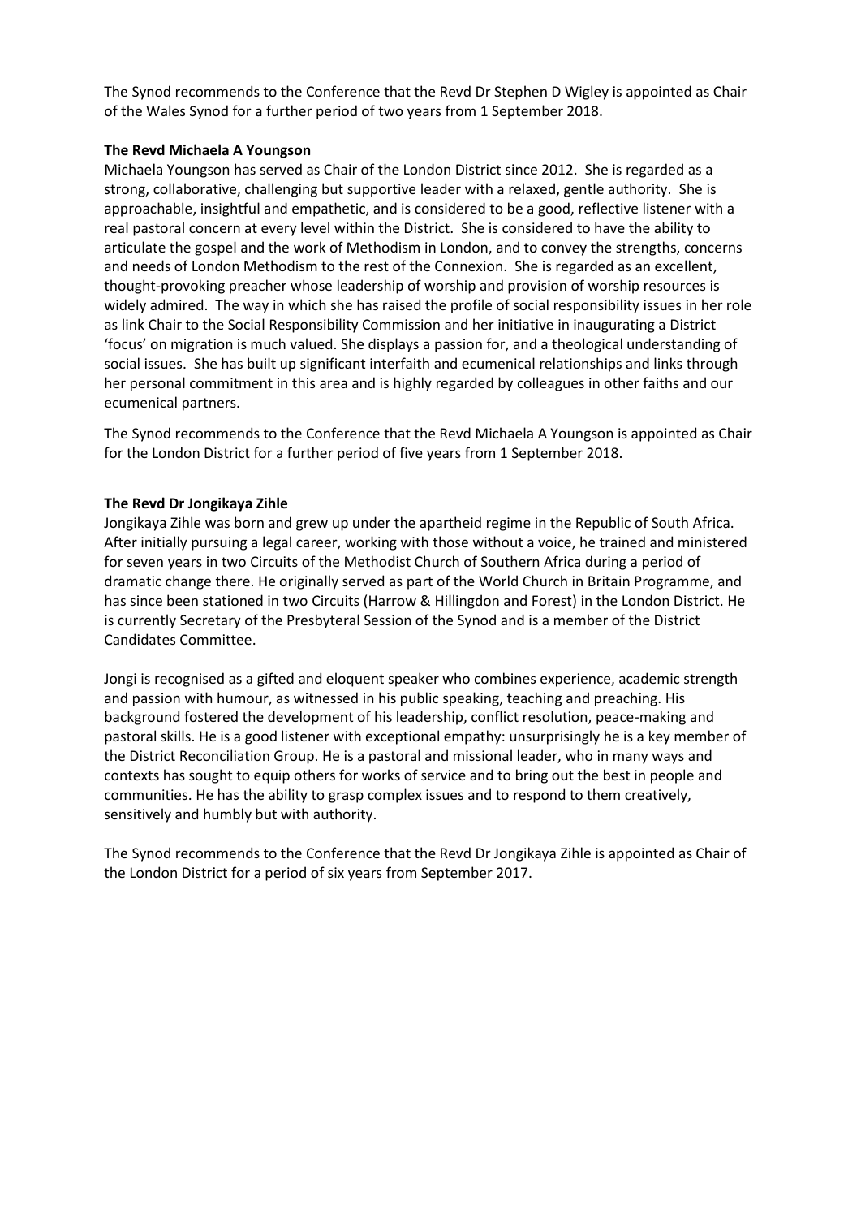The Synod recommends to the Conference that the Revd Dr Stephen D Wigley is appointed as Chair of the Wales Synod for a further period of two years from 1 September 2018.

**The Revd Michaela A Youngson**

Michaela Youngson has served as Chair of the London District since 2012. She is regarded as a strong, collaborative, challenging but supportive leader with a relaxed, gentle authority. She is approachable, insightful and empathetic, and is considered to be a good, reflective listener with a real pastoral concern at every level within the District. She is considered to have the ability to articulate the gospel and the work of Methodism in London, and to convey the strengths, concerns and needs of London Methodism to the rest of the Connexion. She is regarded as an excellent, thought-provoking preacher whose leadership of worship and provision of worship resources is widely admired. The way in which she has raised the profile of social responsibility issues in her role as link Chair to the Social Responsibility Commission and her initiative in inaugurating a District 'focus' on migration is much valued. She displays a passion for, and a theological understanding of social issues. She has built up significant interfaith and ecumenical relationships and links through her personal commitment in this area and is highly regarded by colleagues in other faiths and our ecumenical partners.

The Synod recommends to the Conference that the Revd Michaela A Youngson is appointed as Chair for the London District for a further period of five years from 1 September 2018.

**The Revd Dr Jongikaya Zihle**

Jongikaya Zihle was born and grew up under the apartheid regime in the Republic of South Africa. After initially pursuing a legal career, working with those without a voice, he trained and ministered for seven years in two Circuits of the Methodist Church of Southern Africa during a period of dramatic change there. He originally served as part of the World Church in Britain Programme, and has since been stationed in two Circuits (Harrow & Hillingdon and Forest) in the London District. He is currently Secretary of the Presbyteral Session of the Synod and is a member of the District Candidates Committee.

Jongi is recognised as a gifted and eloquent speaker who combines experience, academic strength and passion with humour, as witnessed in his public speaking, teaching and preaching. His background fostered the development of his leadership, conflict resolution, peace-making and pastoral skills. He is a good listener with exceptional empathy: unsurprisingly he is a key member of the District Reconciliation Group. He is a pastoral and missional leader, who in many ways and contexts has sought to equip others for works of service and to bring out the best in people and communities. He has the ability to grasp complex issues and to respond to them creatively, sensitively and humbly but with authority.

The Synod recommends to the Conference that the Revd Dr Jongikaya Zihle is appointed as Chair of the London District for a period of six years from September 2017.